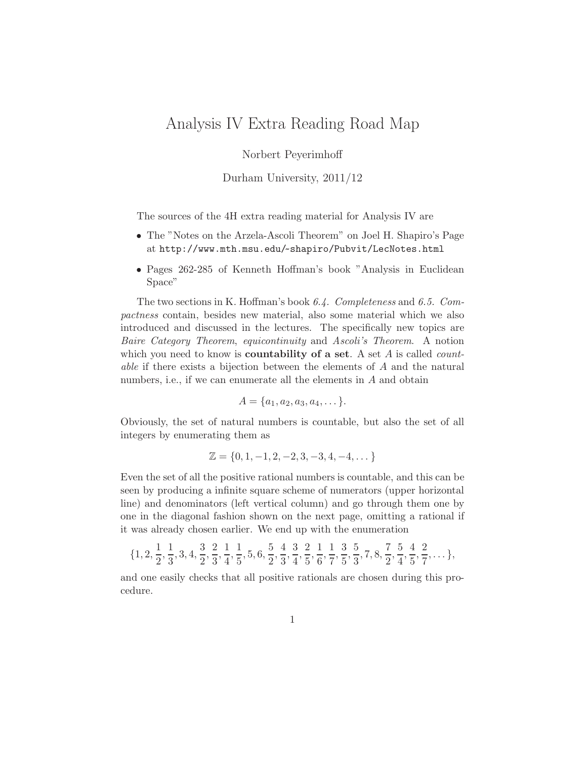# Analysis IV Extra Reading Road Map

Norbert Peyerimhoff

Durham University, 2011/12

The sources of the 4H extra reading material for Analysis IV are

- The "Notes on the Arzela-Ascoli Theorem" on Joel H. Shapiro's Page at `http://www.mth.msu.edu/~shapiro/Pubvit/LecNotes.html`
- Pages 262-285 of Kenneth Hoffman's book "Analysis in Euclidean Space"

The two sections in K. Hoffman's book *6.4. Completeness* and *6.5. Compactness* contain, besides new material, also some material which we also introduced and discussed in the lectures. The specifically new topics are *Baire Category Theorem*, *equicontinuity* and *Ascoli's Theorem*. A notion which you need to know is **countability of a set**. A set $A$ is called *countable* if there exists a bijection between the elements of $A$ and the natural numbers, i.e., if we can enumerate all the elements in $A$ and obtain

$$A = \{a_1, a_2, a_3, a_4, \dots\}.$$

Obviously, the set of natural numbers is countable, but also the set of all integers by enumerating them as

$$\mathbb{Z} = \{0, 1, -1, 2, -2, 3, -3, 4, -4, \dots\}$$

Even the set of all the positive rational numbers is countable, and this can be seen by producing a infinite square scheme of numerators (upper horizontal line) and denominators (left vertical column) and go through them one by one in the diagonal fashion shown on the next page, omitting a rational if it was already chosen earlier. We end up with the enumeration

$$\{1, 2, \frac{1}{2}, \frac{1}{3}, 3, 4, \frac{3}{2}, \frac{2}{3}, \frac{1}{4}, \frac{1}{5}, 5, 6, \frac{5}{2}, \frac{4}{3}, \frac{3}{4}, \frac{2}{5}, \frac{1}{6}, \frac{1}{7}, \frac{3}{5}, \frac{5}{3}, 7, 8, \frac{7}{2}, \frac{5}{4}, \frac{4}{5}, \frac{2}{7}, \dots\},$$

and one easily checks that all positive rationals are chosen during this procedure.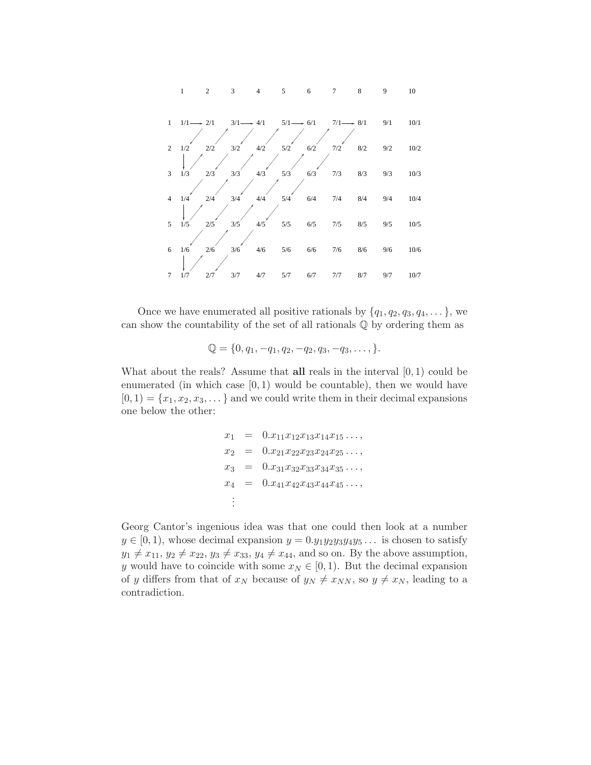|   | 1 | 2 | 3 | 4 | 5 | 6 | 7 | 8 | 9 | 10 |
|---|---|---|---|---|---|---|---|---|---|---|
| 1 | 1/1 | 2/1 | 3/1 | 4/1 | 5/1 | 6/1 | 7/1 | 8/1 | 9/1 | 10/1 |
| 2 | 1/2 | 2/2 | 3/2 | 4/2 | 5/2 | 6/2 | 7/2 | 8/2 | 9/2 | 10/2 |
| 3 | 1/3 | 2/3 | 3/3 | 4/3 | 5/3 | 6/3 | 7/3 | 8/3 | 9/3 | 10/3 |
| 4 | 1/4 | 2/4 | 3/4 | 4/4 | 5/4 | 6/4 | 7/4 | 8/4 | 9/4 | 10/4 |
| 5 | 1/5 | 2/5 | 3/5 | 4/5 | 5/5 | 6/5 | 7/5 | 8/5 | 9/5 | 10/5 |
| 6 | 1/6 | 2/6 | 3/6 | 4/6 | 5/6 | 6/6 | 7/6 | 8/6 | 9/6 | 10/6 |
| 7 | 1/7 | 2/7 | 3/7 | 4/7 | 5/7 | 6/7 | 7/7 | 8/7 | 9/7 | 10/7 |

Once we have enumerated all positive rationals by $\{q_1, q_2, q_3, q_4, \dots\}$, we can show the countability of the set of all rationals $\mathbb{Q}$ by ordering them as

$$\mathbb{Q} = \{0, q_1, -q_1, q_2, -q_2, q_3, -q_3, \dots, \}.$$

What about the reals? Assume that **all** reals in the interval $[0, 1)$ could be enumerated (in which case $[0, 1)$ would be countable), then we would have $[0, 1) = \{x_1, x_2, x_3, \dots\}$ and we could write them in their decimal expansions one below the other:

$$\begin{aligned}
x_1 &= 0.x_{11}x_{12}x_{13}x_{14}x_{15}\dots, \\
x_2 &= 0.x_{21}x_{22}x_{23}x_{24}x_{25}\dots, \\
x_3 &= 0.x_{31}x_{32}x_{33}x_{34}x_{35}\dots, \\
x_4 &= 0.x_{41}x_{42}x_{43}x_{44}x_{45}\dots, \\
&\vdots
\end{aligned}$$

Georg Cantor's ingenious idea was that one could then look at a number $y \in [0, 1)$, whose decimal expansion $y = 0.y_1y_2y_3y_4y_5\dots$ is chosen to satisfy $y_1 \neq x_{11}$, $y_2 \neq x_{22}$, $y_3 \neq x_{33}$, $y_4 \neq x_{44}$, and so on. By the above assumption, $y$ would have to coincide with some $x_N \in [0, 1)$. But the decimal expansion of $y$ differs from that of $x_N$ because of $y_N \neq x_{NN}$, so $y \neq x_N$, leading to a contradiction.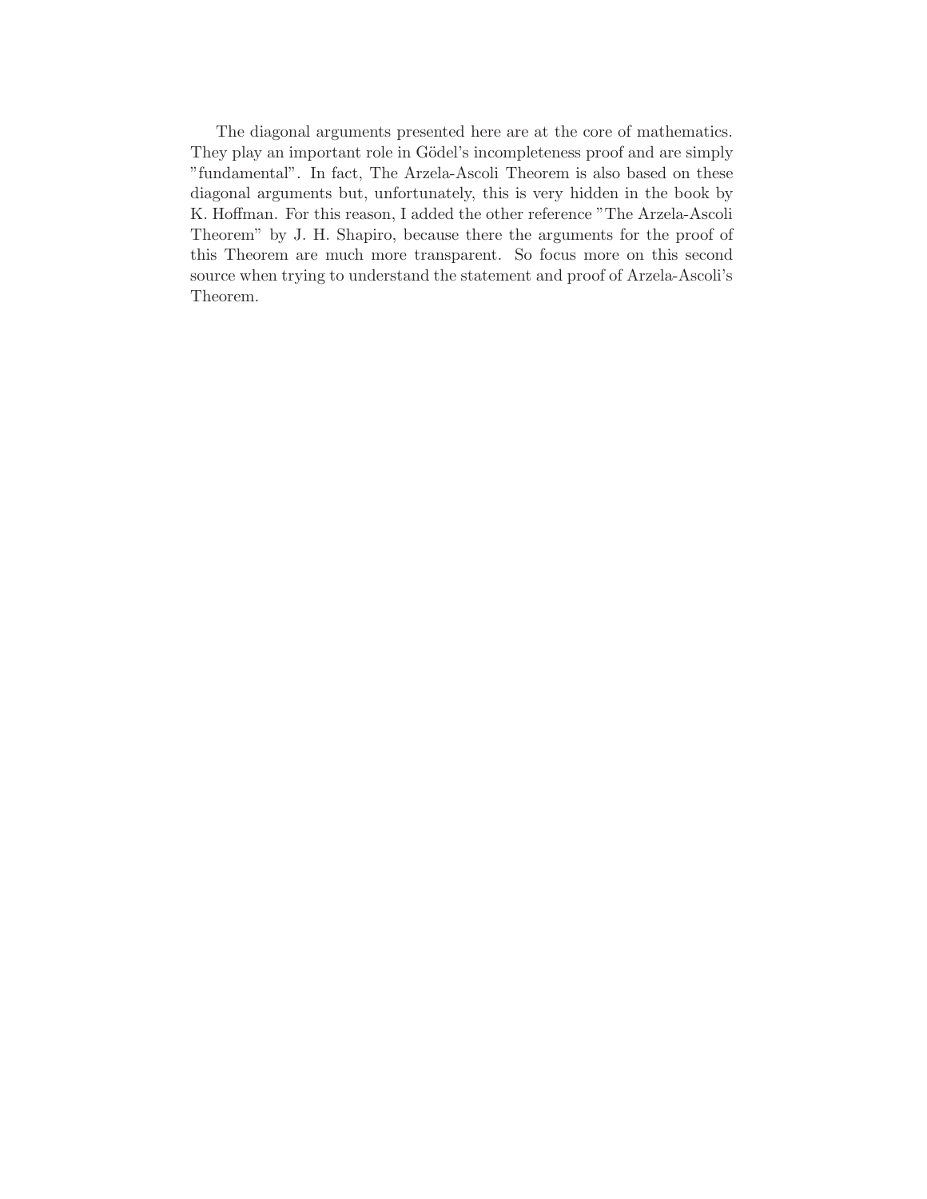The diagonal arguments presented here are at the core of mathematics. They play an important role in Gödel's incompleteness proof and are simply "fundamental". In fact, The Arzela-Ascoli Theorem is also based on these diagonal arguments but, unfortunately, this is very hidden in the book by K. Hoffman. For this reason, I added the other reference "The Arzela-Ascoli Theorem" by J. H. Shapiro, because there the arguments for the proof of this Theorem are much more transparent. So focus more on this second source when trying to understand the statement and proof of Arzela-Ascoli's Theorem.